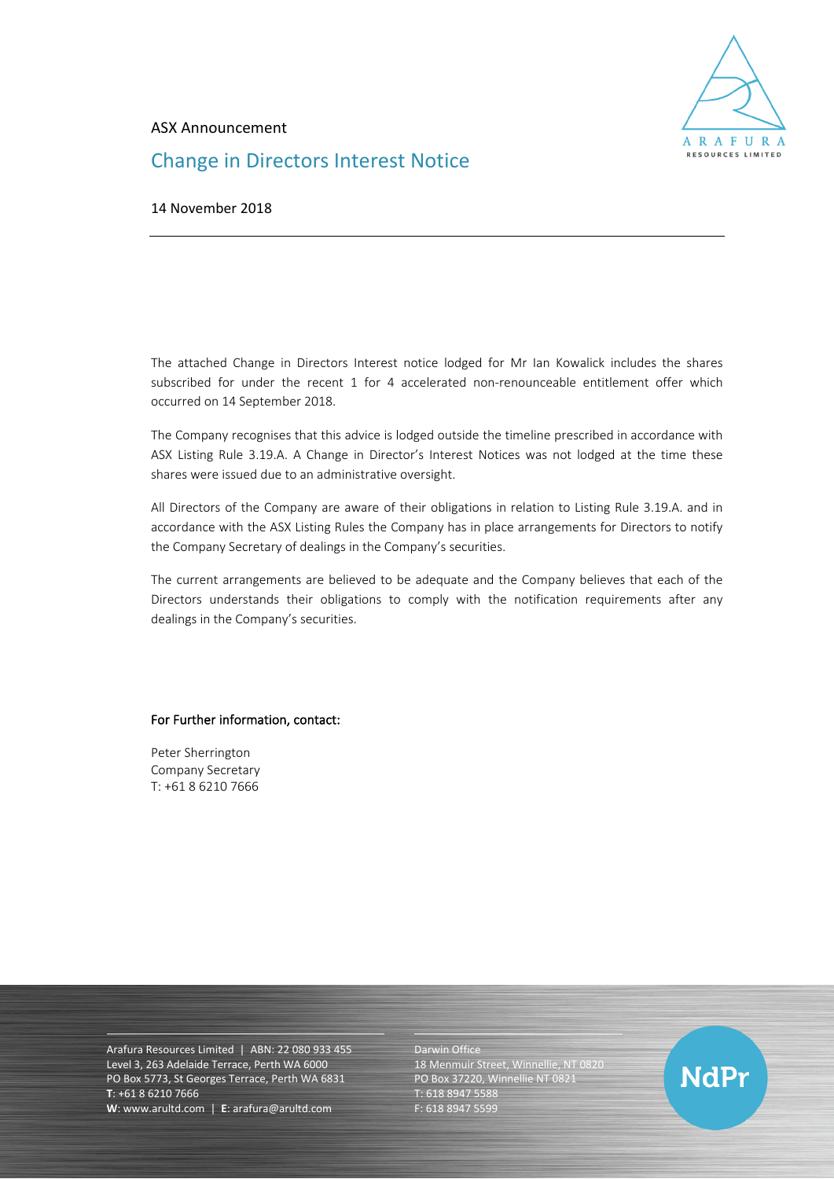ASX Announcement

# Change in Directors Interest Notice

14 November 2018

---

The attached Change in Directors Interest notice lodged for Mr Ian Kowalick includes the shares subscribed for under the recent 1 for 4 accelerated non-renounceable entitlement offer which occurred on 14 September 2018.

The Company recognises that this advice is lodged outside the timeline prescribed in accordance with ASX Listing Rule 3.19.A. A Change in Director's Interest Notices was not lodged at the time these shares were issued due to an administrative oversight.

All Directors of the Company are aware of their obligations in relation to Listing Rule 3.19.A. and in accordance with the ASX Listing Rules the Company has in place arrangements for Directors to notify the Company Secretary of dealings in the Company's securities.

The current arrangements are believed to be adequate and the Company believes that each of the Directors understands their obligations to comply with the notification requirements after any dealings in the Company's securities.

**For Further information, contact:**

Peter Sherrington
Company Secretary
T: +61 8 6210 7666

Arafura Resources Limited | ABN: 22 080 933 455
Level 3, 263 Adelaide Terrace, Perth WA 6000
PO Box 5773, St Georges Terrace, Perth WA 6831
**T**: +61 8 6210 7666
**W**: www.arultd.com | **E**: arafura@arultd.com

Darwin Office
18 Menmuir Street, Winnellie, NT 0820
PO Box 37220, Winnellie NT 0821
T: 618 8947 5588
F: 618 8947 5599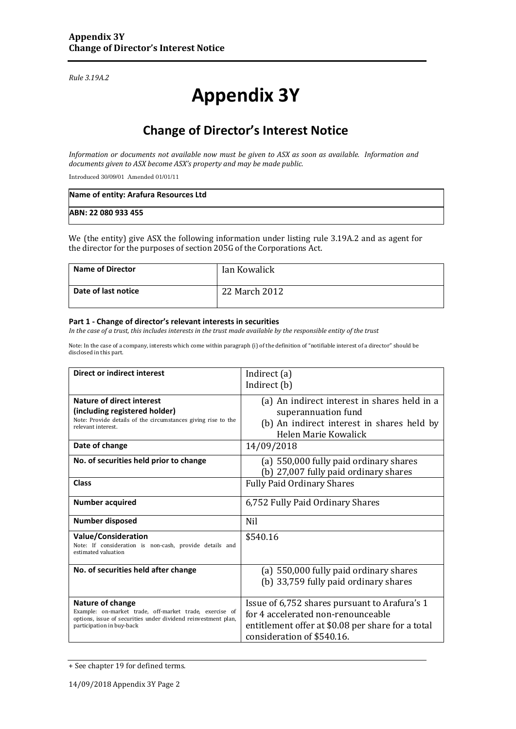*Rule 3.19A.2*

# Appendix 3Y

## Change of Director's Interest Notice

*Information or documents not available now must be given to ASX as soon as available. Information and documents given to ASX become ASX's property and may be made public.*

Introduced 30/09/01 Amended 01/01/11

| **Name of entity: Arafura Resources Ltd** |
|---|
| **ABN: 22 080 933 455** |

We (the entity) give ASX the following information under listing rule 3.19A.2 and as agent for the director for the purposes of section 205G of the Corporations Act.

| **Name of Director** | Ian Kowalick |
|---|---|
| **Date of last notice** | 22 March 2012 |

**Part 1 - Change of director's relevant interests in securities**

*In the case of a trust, this includes interests in the trust made available by the responsible entity of the trust*

Note: In the case of a company, interests which come within paragraph (i) of the definition of "notifiable interest of a director" should be disclosed in this part.

| **Direct or indirect interest** | Indirect (a)<br>Indirect (b) |
|---|---|
| **Nature of direct interest (including registered holder)**<br>Note: Provide details of the circumstances giving rise to the relevant interest. | (a) An indirect interest in shares held in a superannuation fund<br>(b) An indirect interest in shares held by Helen Marie Kowalick |
| **Date of change** | 14/09/2018 |
| **No. of securities held prior to change** | (a) 550,000 fully paid ordinary shares<br>(b) 27,007 fully paid ordinary shares |
| **Class** | Fully Paid Ordinary Shares |
| **Number acquired** | 6,752 Fully Paid Ordinary Shares |
| **Number disposed** | Nil |
| **Value/Consideration**<br>Note: If consideration is non-cash, provide details and estimated valuation | $540.16 |
| **No. of securities held after change** | (a) 550,000 fully paid ordinary shares<br>(b) 33,759 fully paid ordinary shares |
| **Nature of change**<br>Example: on-market trade, off-market trade, exercise of options, issue of securities under dividend reinvestment plan, participation in buy-back | Issue of 6,752 shares pursuant to Arafura's 1 for 4 accelerated non-renounceable entitlement offer at $0.08 per share for a total consideration of $540.16. |

+ See chapter 19 for defined terms.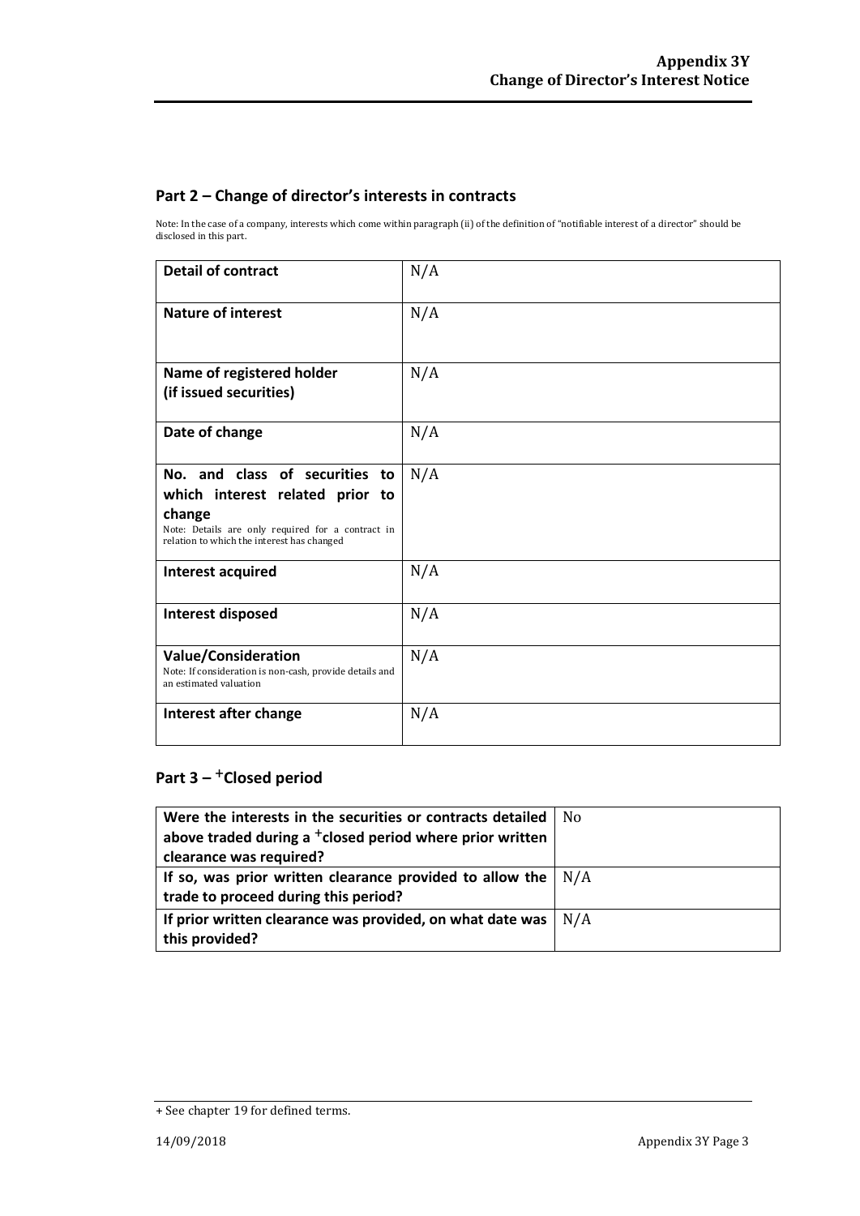## Part 2 – Change of director's interests in contracts

Note: In the case of a company, interests which come within paragraph (ii) of the definition of "notifiable interest of a director" should be disclosed in this part.

| | |
|---|---|
| **Detail of contract** | N/A |
| **Nature of interest** | N/A |
| **Name of registered holder (if issued securities)** | N/A |
| **Date of change** | N/A |
| **No. and class of securities to which interest related prior to change**<br>Note: Details are only required for a contract in relation to which the interest has changed | N/A |
| **Interest acquired** | N/A |
| **Interest disposed** | N/A |
| **Value/Consideration**<br>Note: If consideration is non-cash, provide details and an estimated valuation | N/A |
| **Interest after change** | N/A |

## Part 3 – +Closed period

| | |
|---|---|
| **Were the interests in the securities or contracts detailed above traded during a +closed period where prior written clearance was required?** | No |
| **If so, was prior written clearance provided to allow the trade to proceed during this period?** | N/A |
| **If prior written clearance was provided, on what date was this provided?** | N/A |

+ See chapter 19 for defined terms.

14/09/2018